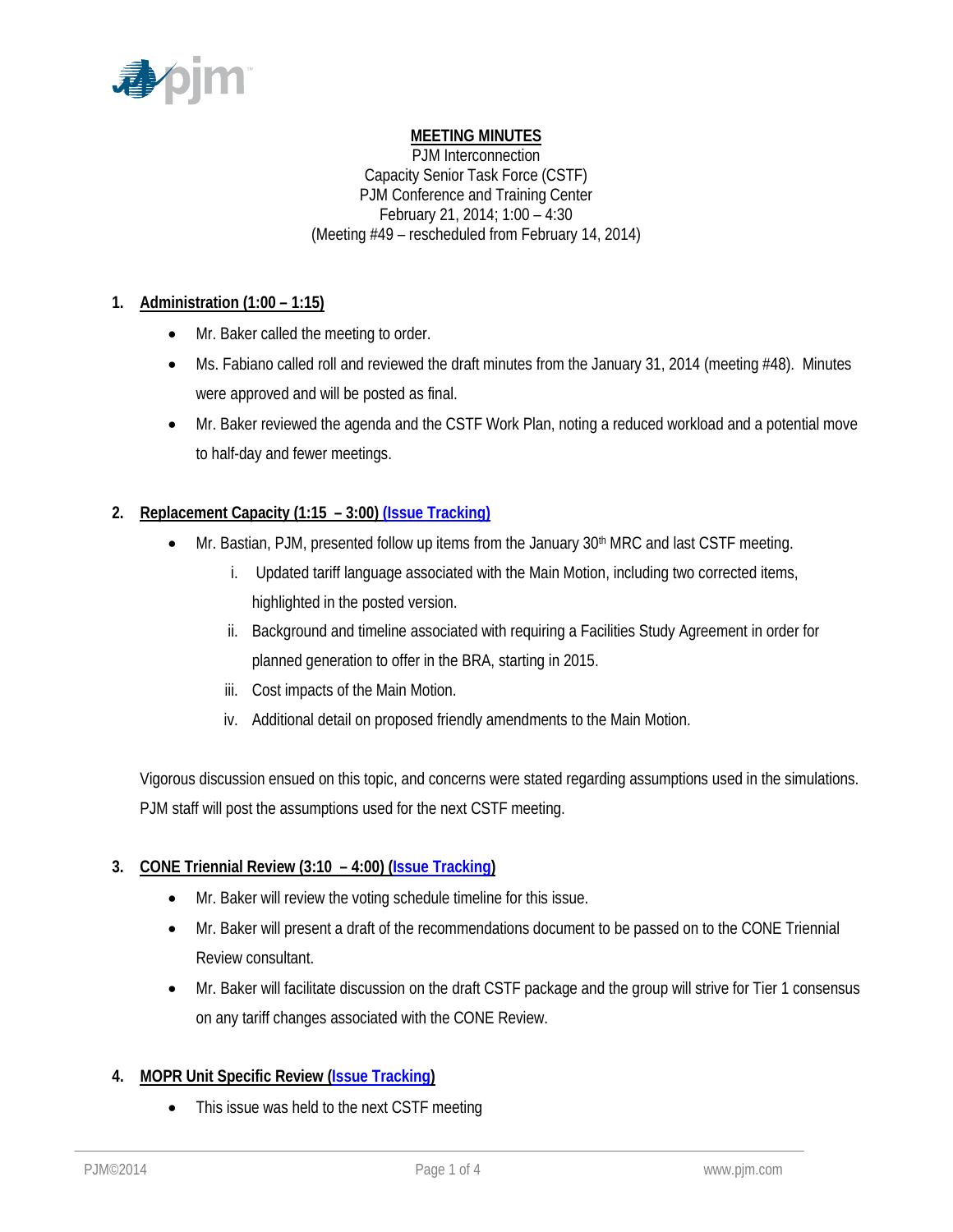**MEETING MINUTES**

PJM Interconnection
Capacity Senior Task Force (CSTF)
PJM Conference and Training Center
February 21, 2014; 1:00 – 4:30
(Meeting #49 – rescheduled from February 14, 2014)

## 1. Administration (1:00 – 1:15)

- Mr. Baker called the meeting to order.
- Ms. Fabiano called roll and reviewed the draft minutes from the January 31, 2014 (meeting #48). Minutes were approved and will be posted as final.
- Mr. Baker reviewed the agenda and the CSTF Work Plan, noting a reduced workload and a potential move to half-day and fewer meetings.

## 2. Replacement Capacity (1:15 – 3:00) (Issue Tracking)

- Mr. Bastian, PJM, presented follow up items from the January 30th MRC and last CSTF meeting.
  - i. Updated tariff language associated with the Main Motion, including two corrected items, highlighted in the posted version.
  - ii. Background and timeline associated with requiring a Facilities Study Agreement in order for planned generation to offer in the BRA, starting in 2015.
  - iii. Cost impacts of the Main Motion.
  - iv. Additional detail on proposed friendly amendments to the Main Motion.

Vigorous discussion ensued on this topic, and concerns were stated regarding assumptions used in the simulations. PJM staff will post the assumptions used for the next CSTF meeting.

## 3. CONE Triennial Review (3:10 – 4:00) (Issue Tracking)

- Mr. Baker will review the voting schedule timeline for this issue.
- Mr. Baker will present a draft of the recommendations document to be passed on to the CONE Triennial Review consultant.
- Mr. Baker will facilitate discussion on the draft CSTF package and the group will strive for Tier 1 consensus on any tariff changes associated with the CONE Review.

## 4. MOPR Unit Specific Review (Issue Tracking)

- This issue was held to the next CSTF meeting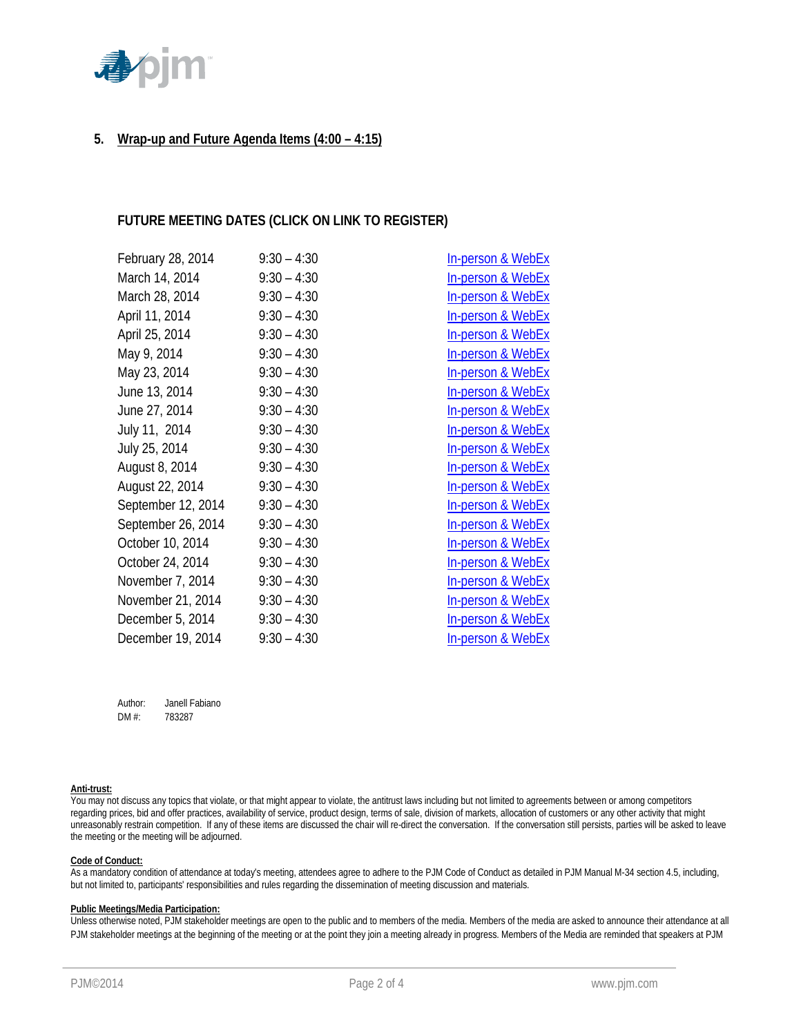## 5. Wrap-up and Future Agenda Items (4:00 – 4:15)

### FUTURE MEETING DATES (CLICK ON LINK TO REGISTER)

| Date | Time | Registration |
|---|---|---|
| February 28, 2014 | 9:30 – 4:30 | In-person & WebEx |
| March 14, 2014 | 9:30 – 4:30 | In-person & WebEx |
| March 28, 2014 | 9:30 – 4:30 | In-person & WebEx |
| April 11, 2014 | 9:30 – 4:30 | In-person & WebEx |
| April 25, 2014 | 9:30 – 4:30 | In-person & WebEx |
| May 9, 2014 | 9:30 – 4:30 | In-person & WebEx |
| May 23, 2014 | 9:30 – 4:30 | In-person & WebEx |
| June 13, 2014 | 9:30 – 4:30 | In-person & WebEx |
| June 27, 2014 | 9:30 – 4:30 | In-person & WebEx |
| July 11, 2014 | 9:30 – 4:30 | In-person & WebEx |
| July 25, 2014 | 9:30 – 4:30 | In-person & WebEx |
| August 8, 2014 | 9:30 – 4:30 | In-person & WebEx |
| August 22, 2014 | 9:30 – 4:30 | In-person & WebEx |
| September 12, 2014 | 9:30 – 4:30 | In-person & WebEx |
| September 26, 2014 | 9:30 – 4:30 | In-person & WebEx |
| October 10, 2014 | 9:30 – 4:30 | In-person & WebEx |
| October 24, 2014 | 9:30 – 4:30 | In-person & WebEx |
| November 7, 2014 | 9:30 – 4:30 | In-person & WebEx |
| November 21, 2014 | 9:30 – 4:30 | In-person & WebEx |
| December 5, 2014 | 9:30 – 4:30 | In-person & WebEx |
| December 19, 2014 | 9:30 – 4:30 | In-person & WebEx |

Author: Janell Fabiano
DM #: 783287

**Anti-trust:**
You may not discuss any topics that violate, or that might appear to violate, the antitrust laws including but not limited to agreements between or among competitors regarding prices, bid and offer practices, availability of service, product design, terms of sale, division of markets, allocation of customers or any other activity that might unreasonably restrain competition. If any of these items are discussed the chair will re-direct the conversation. If the conversation still persists, parties will be asked to leave the meeting or the meeting will be adjourned.

**Code of Conduct:**
As a mandatory condition of attendance at today's meeting, attendees agree to adhere to the PJM Code of Conduct as detailed in PJM Manual M-34 section 4.5, including, but not limited to, participants' responsibilities and rules regarding the dissemination of meeting discussion and materials.

**Public Meetings/Media Participation:**
Unless otherwise noted, PJM stakeholder meetings are open to the public and to members of the media. Members of the media are asked to announce their attendance at all PJM stakeholder meetings at the beginning of the meeting or at the point they join a meeting already in progress. Members of the Media are reminded that speakers at PJM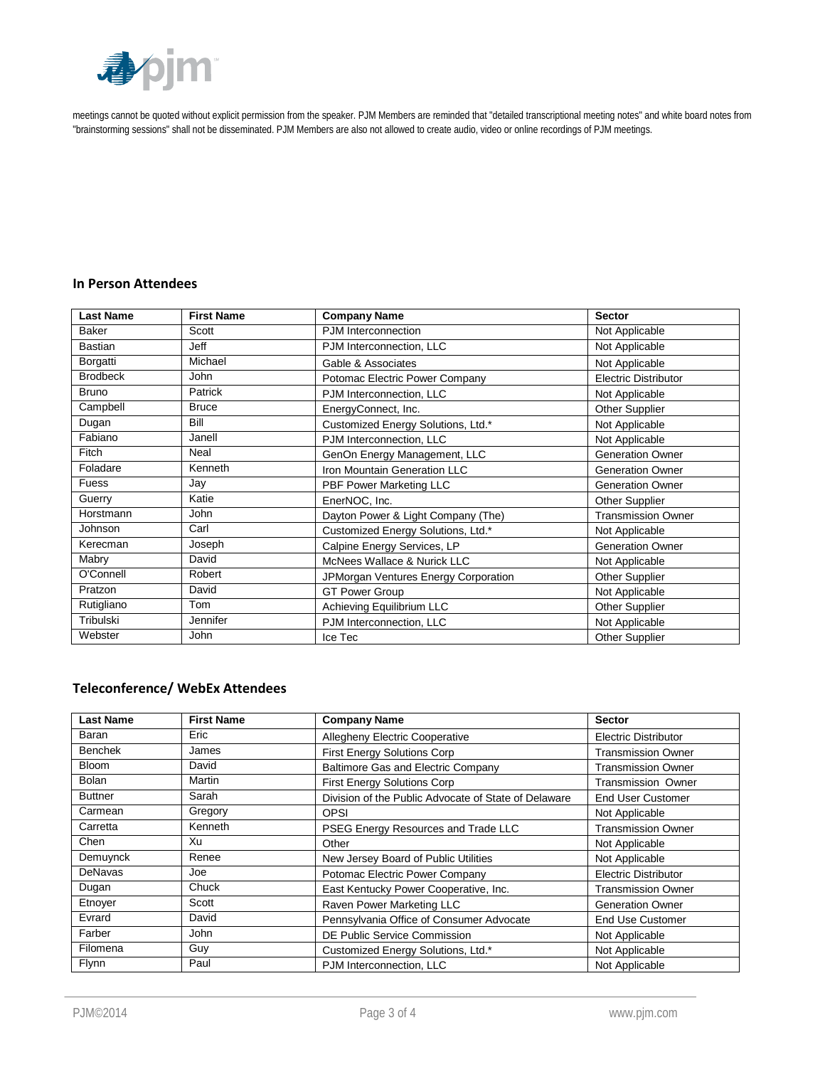meetings cannot be quoted without explicit permission from the speaker. PJM Members are reminded that "detailed transcriptional meeting notes" and white board notes from "brainstorming sessions" shall not be disseminated. PJM Members are also not allowed to create audio, video or online recordings of PJM meetings.

## In Person Attendees

| Last Name | First Name | Company Name | Sector |
|---|---|---|---|
| Baker | Scott | PJM Interconnection | Not Applicable |
| Bastian | Jeff | PJM Interconnection, LLC | Not Applicable |
| Borgatti | Michael | Gable & Associates | Not Applicable |
| Brodbeck | John | Potomac Electric Power Company | Electric Distributor |
| Bruno | Patrick | PJM Interconnection, LLC | Not Applicable |
| Campbell | Bruce | EnergyConnect, Inc. | Other Supplier |
| Dugan | Bill | Customized Energy Solutions, Ltd.* | Not Applicable |
| Fabiano | Janell | PJM Interconnection, LLC | Not Applicable |
| Fitch | Neal | GenOn Energy Management, LLC | Generation Owner |
| Foladare | Kenneth | Iron Mountain Generation LLC | Generation Owner |
| Fuess | Jay | PBF Power Marketing LLC | Generation Owner |
| Guerry | Katie | EnerNOC, Inc. | Other Supplier |
| Horstmann | John | Dayton Power & Light Company (The) | Transmission Owner |
| Johnson | Carl | Customized Energy Solutions, Ltd.* | Not Applicable |
| Kerecman | Joseph | Calpine Energy Services, LP | Generation Owner |
| Mabry | David | McNees Wallace & Nurick LLC | Not Applicable |
| O'Connell | Robert | JPMorgan Ventures Energy Corporation | Other Supplier |
| Pratzon | David | GT Power Group | Not Applicable |
| Rutigliano | Tom | Achieving Equilibrium LLC | Other Supplier |
| Tribulski | Jennifer | PJM Interconnection, LLC | Not Applicable |
| Webster | John | Ice Tec | Other Supplier |

## Teleconference/ WebEx Attendees

| Last Name | First Name | Company Name | Sector |
|---|---|---|---|
| Baran | Eric | Allegheny Electric Cooperative | Electric Distributor |
| Benchek | James | First Energy Solutions Corp | Transmission Owner |
| Bloom | David | Baltimore Gas and Electric Company | Transmission Owner |
| Bolan | Martin | First Energy Solutions Corp | Transmission Owner |
| Buttner | Sarah | Division of the Public Advocate of State of Delaware | End User Customer |
| Carmean | Gregory | OPSI | Not Applicable |
| Carretta | Kenneth | PSEG Energy Resources and Trade LLC | Transmission Owner |
| Chen | Xu | Other | Not Applicable |
| Demuynck | Renee | New Jersey Board of Public Utilities | Not Applicable |
| DeNavas | Joe | Potomac Electric Power Company | Electric Distributor |
| Dugan | Chuck | East Kentucky Power Cooperative, Inc. | Transmission Owner |
| Etnoyer | Scott | Raven Power Marketing LLC | Generation Owner |
| Evrard | David | Pennsylvania Office of Consumer Advocate | End Use Customer |
| Farber | John | DE Public Service Commission | Not Applicable |
| Filomena | Guy | Customized Energy Solutions, Ltd.* | Not Applicable |
| Flynn | Paul | PJM Interconnection, LLC | Not Applicable |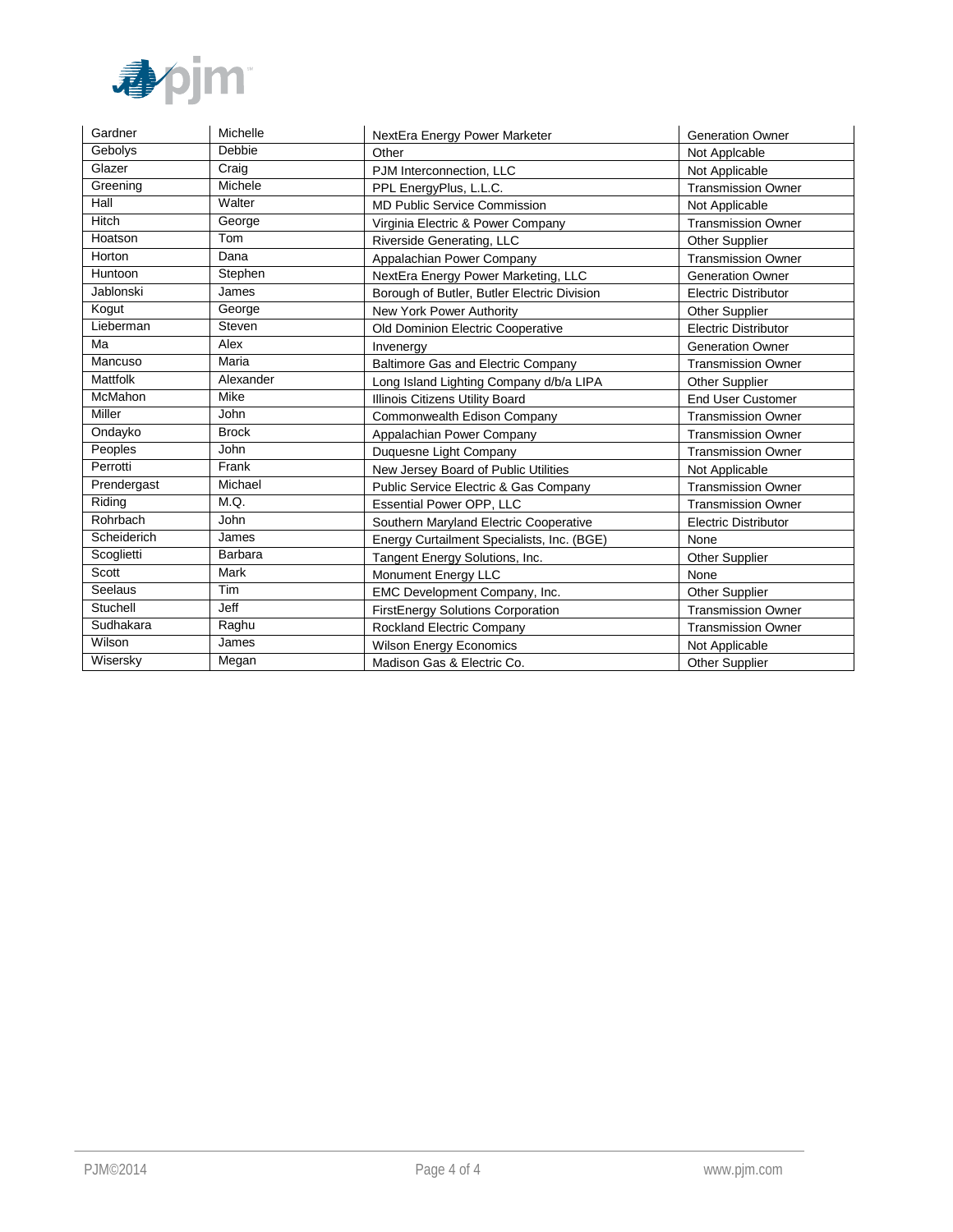| | | | |
|---|---|---|---|
| Gardner | Michelle | NextEra Energy Power Marketer | Generation Owner |
| Gebolys | Debbie | Other | Not Applcable |
| Glazer | Craig | PJM Interconnection, LLC | Not Applicable |
| Greening | Michele | PPL EnergyPlus, L.L.C. | Transmission Owner |
| Hall | Walter | MD Public Service Commission | Not Applicable |
| Hitch | George | Virginia Electric & Power Company | Transmission Owner |
| Hoatson | Tom | Riverside Generating, LLC | Other Supplier |
| Horton | Dana | Appalachian Power Company | Transmission Owner |
| Huntoon | Stephen | NextEra Energy Power Marketing, LLC | Generation Owner |
| Jablonski | James | Borough of Butler, Butler Electric Division | Electric Distributor |
| Kogut | George | New York Power Authority | Other Supplier |
| Lieberman | Steven | Old Dominion Electric Cooperative | Electric Distributor |
| Ma | Alex | Invenergy | Generation Owner |
| Mancuso | Maria | Baltimore Gas and Electric Company | Transmission Owner |
| Mattfolk | Alexander | Long Island Lighting Company d/b/a LIPA | Other Supplier |
| McMahon | Mike | Illinois Citizens Utility Board | End User Customer |
| Miller | John | Commonwealth Edison Company | Transmission Owner |
| Ondayko | Brock | Appalachian Power Company | Transmission Owner |
| Peoples | John | Duquesne Light Company | Transmission Owner |
| Perrotti | Frank | New Jersey Board of Public Utilities | Not Applicable |
| Prendergast | Michael | Public Service Electric & Gas Company | Transmission Owner |
| Riding | M.Q. | Essential Power OPP, LLC | Transmission Owner |
| Rohrbach | John | Southern Maryland Electric Cooperative | Electric Distributor |
| Scheiderich | James | Energy Curtailment Specialists, Inc. (BGE) | None |
| Scoglietti | Barbara | Tangent Energy Solutions, Inc. | Other Supplier |
| Scott | Mark | Monument Energy LLC | None |
| Seelaus | Tim | EMC Development Company, Inc. | Other Supplier |
| Stuchell | Jeff | FirstEnergy Solutions Corporation | Transmission Owner |
| Sudhakara | Raghu | Rockland Electric Company | Transmission Owner |
| Wilson | James | Wilson Energy Economics | Not Applicable |
| Wisersky | Megan | Madison Gas & Electric Co. | Other Supplier |